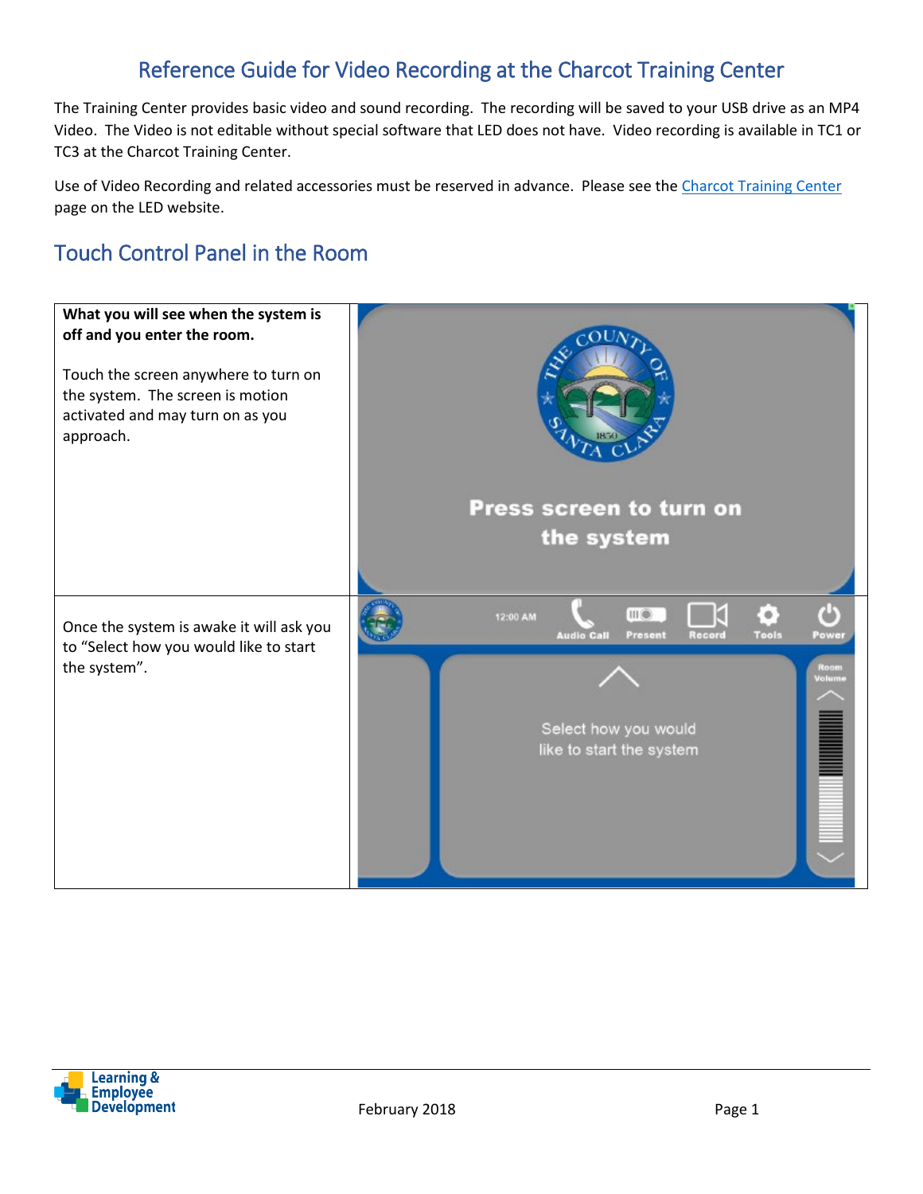# Reference Guide for Video Recording at the Charcot Training Center

The Training Center provides basic video and sound recording. The recording will be saved to your USB drive as an MP4 Video. The Video is not editable without special software that LED does not have. Video recording is available in TC1 or TC3 at the Charcot Training Center.

Use of Video Recording and related accessories must be reserved in advance. Please see the Charcot Training Center page on the LED website.

## Touch Control Panel in the Room

| | |
|---|---|
| **What you will see when the system is off and you enter the room.** Touch the screen anywhere to turn on the system. The screen is motion activated and may turn on as you approach. | |
| Once the system is awake it will ask you to "Select how you would like to start the system". | |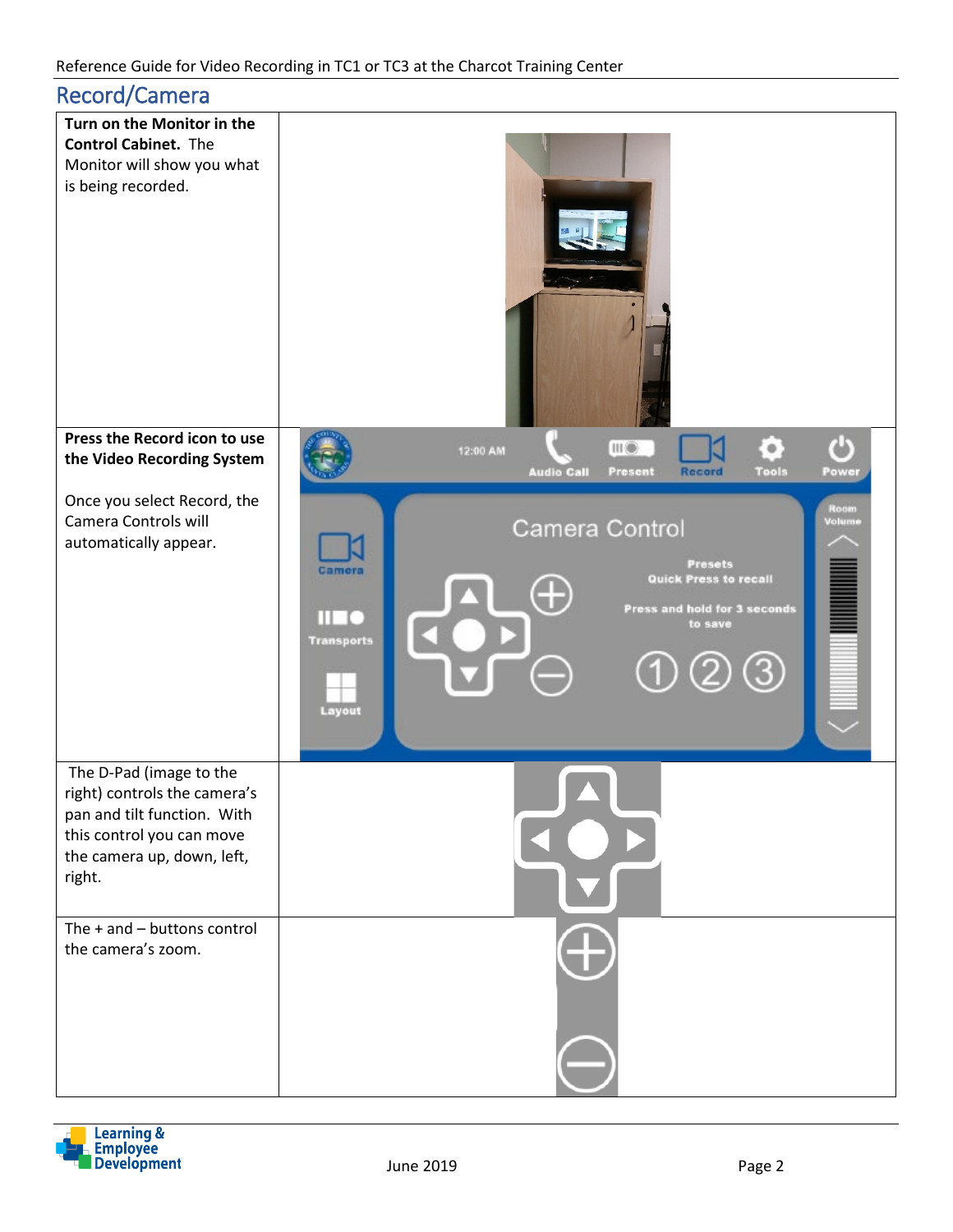## Record/Camera

| | |
|---|---|
| **Turn on the Monitor in the Control Cabinet.** The Monitor will show you what is being recorded. | |
| **Press the Record icon to use the Video Recording System**<br><br>Once you select Record, the Camera Controls will automatically appear. | |
| The D-Pad (image to the right) controls the camera's pan and tilt function. With this control you can move the camera up, down, left, right. | |
| The + and – buttons control the camera's zoom. | |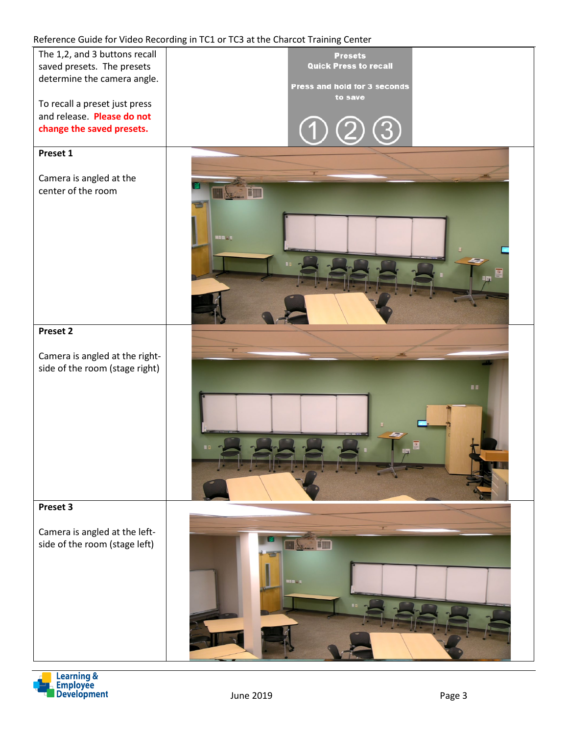| | |
|---|---|
| The 1,2, and 3 buttons recall saved presets. The presets determine the camera angle.<br><br>To recall a preset just press and release. **Please do not change the saved presets.** | Presets<br>Quick Press to recall<br><br>Press and hold for 3 seconds to save<br><br>① ② ③ |
| **Preset 1**<br><br>Camera is angled at the center of the room | |
| **Preset 2**<br><br>Camera is angled at the right-side of the room (stage right) | |
| **Preset 3**<br><br>Camera is angled at the left-side of the room (stage left) | |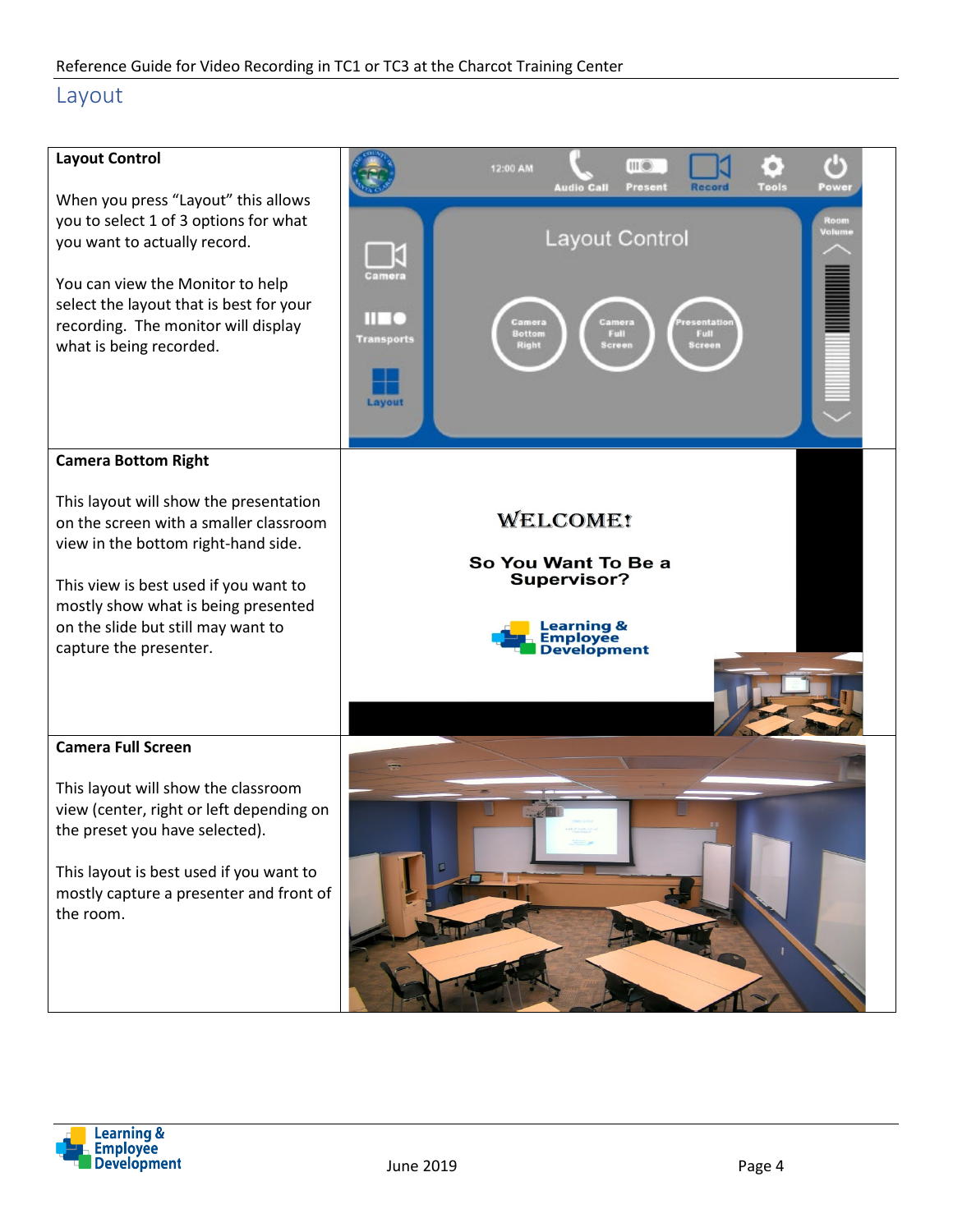## Layout

| | |
|---|---|
| **Layout Control**<br><br>When you press "Layout" this allows you to select 1 of 3 options for what you want to actually record.<br><br>You can view the Monitor to help select the layout that is best for your recording. The monitor will display what is being recorded. | |
| **Camera Bottom Right**<br><br>This layout will show the presentation on the screen with a smaller classroom view in the bottom right-hand side.<br><br>This view is best used if you want to mostly show what is being presented on the slide but still may want to capture the presenter. | |
| **Camera Full Screen**<br><br>This layout will show the classroom view (center, right or left depending on the preset you have selected).<br><br>This layout is best used if you want to mostly capture a presenter and front of the room. | |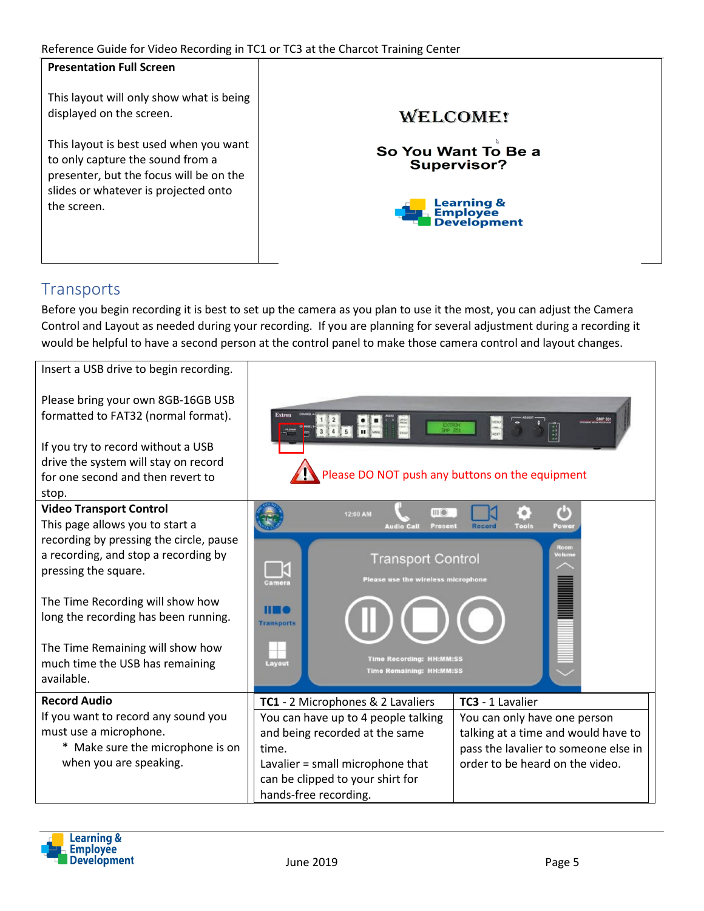| **Presentation Full Screen**<br><br>This layout will only show what is being displayed on the screen.<br><br>This layout is best used when you want to only capture the sound from a presenter, but the focus will be on the slides or whatever is projected onto the screen. | WELCOME!<br><br>So You Want To Be a Supervisor?<br><br>Learning & Employee Development |
|---|---|

## Transports

Before you begin recording it is best to set up the camera as you plan to use it the most, you can adjust the Camera Control and Layout as needed during your recording. If you are planning for several adjustment during a recording it would be helpful to have a second person at the control panel to make those camera control and layout changes.

| | | |
|---|---|---|
| Insert a USB drive to begin recording.<br><br>Please bring your own 8GB-16GB USB formatted to FAT32 (normal format).<br><br>If you try to record without a USB drive the system will stay on record for one second and then revert to stop. | Please DO NOT push any buttons on the equipment | |
| **Video Transport Control**<br>This page allows you to start a recording by pressing the circle, pause a recording, and stop a recording by pressing the square.<br><br>The Time Recording will show how long the recording has been running.<br><br>The Time Remaining will show how much time the USB has remaining available. | Transport Control<br>Please use the wireless microphone<br>Time Recording: HH:MM:SS<br>Time Remaining: HH:MM:SS | |
| **Record Audio**<br>If you want to record any sound you must use a microphone.<br>* Make sure the microphone is on when you are speaking. | **TC1** - 2 Microphones & 2 Lavaliers<br>You can have up to 4 people talking and being recorded at the same time.<br>Lavalier = small microphone that can be clipped to your shirt for hands-free recording. | **TC3** - 1 Lavalier<br>You can only have one person talking at a time and would have to pass the lavalier to someone else in order to be heard on the video. |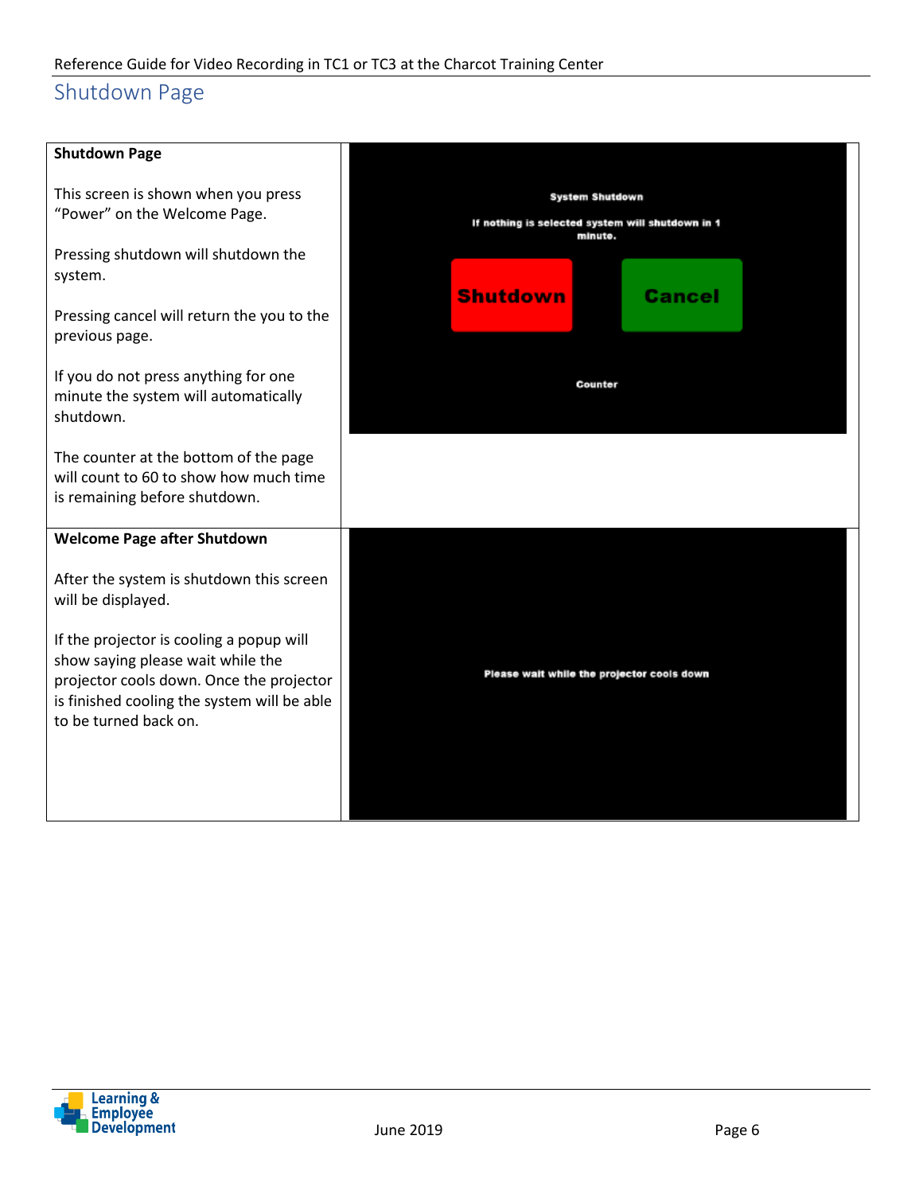## Shutdown Page

| **Shutdown Page**<br><br>This screen is shown when you press "Power" on the Welcome Page.<br><br>Pressing shutdown will shutdown the system.<br><br>Pressing cancel will return the you to the previous page.<br><br>If you do not press anything for one minute the system will automatically shutdown.<br><br>The counter at the bottom of the page will count to 60 to show how much time is remaining before shutdown. | System Shutdown<br><br>If nothing is selected system will shutdown in 1 minute.<br><br>Shutdown Cancel<br><br>Counter |
|---|---|
| **Welcome Page after Shutdown**<br><br>After the system is shutdown this screen will be displayed.<br><br>If the projector is cooling a popup will show saying please wait while the projector cools down. Once the projector is finished cooling the system will be able to be turned back on. | Please wait while the projector cools down |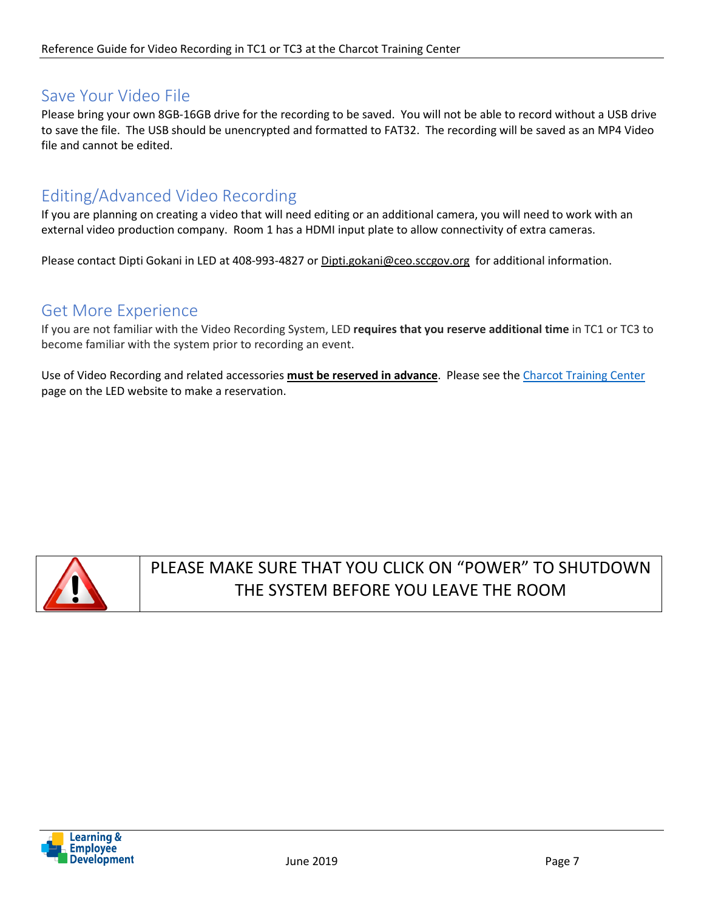## Save Your Video File

Please bring your own 8GB-16GB drive for the recording to be saved. You will not be able to record without a USB drive to save the file. The USB should be unencrypted and formatted to FAT32. The recording will be saved as an MP4 Video file and cannot be edited.

## Editing/Advanced Video Recording

If you are planning on creating a video that will need editing or an additional camera, you will need to work with an external video production company. Room 1 has a HDMI input plate to allow connectivity of extra cameras.

Please contact Dipti Gokani in LED at 408-993-4827 or Dipti.gokani@ceo.sccgov.org for additional information.

## Get More Experience

If you are not familiar with the Video Recording System, LED **requires that you reserve additional time** in TC1 or TC3 to become familiar with the system prior to recording an event.

Use of Video Recording and related accessories **must be reserved in advance**. Please see the Charcot Training Center page on the LED website to make a reservation.

| | |
|---|---|
| ⚠ | PLEASE MAKE SURE THAT YOU CLICK ON "POWER" TO SHUTDOWN THE SYSTEM BEFORE YOU LEAVE THE ROOM |